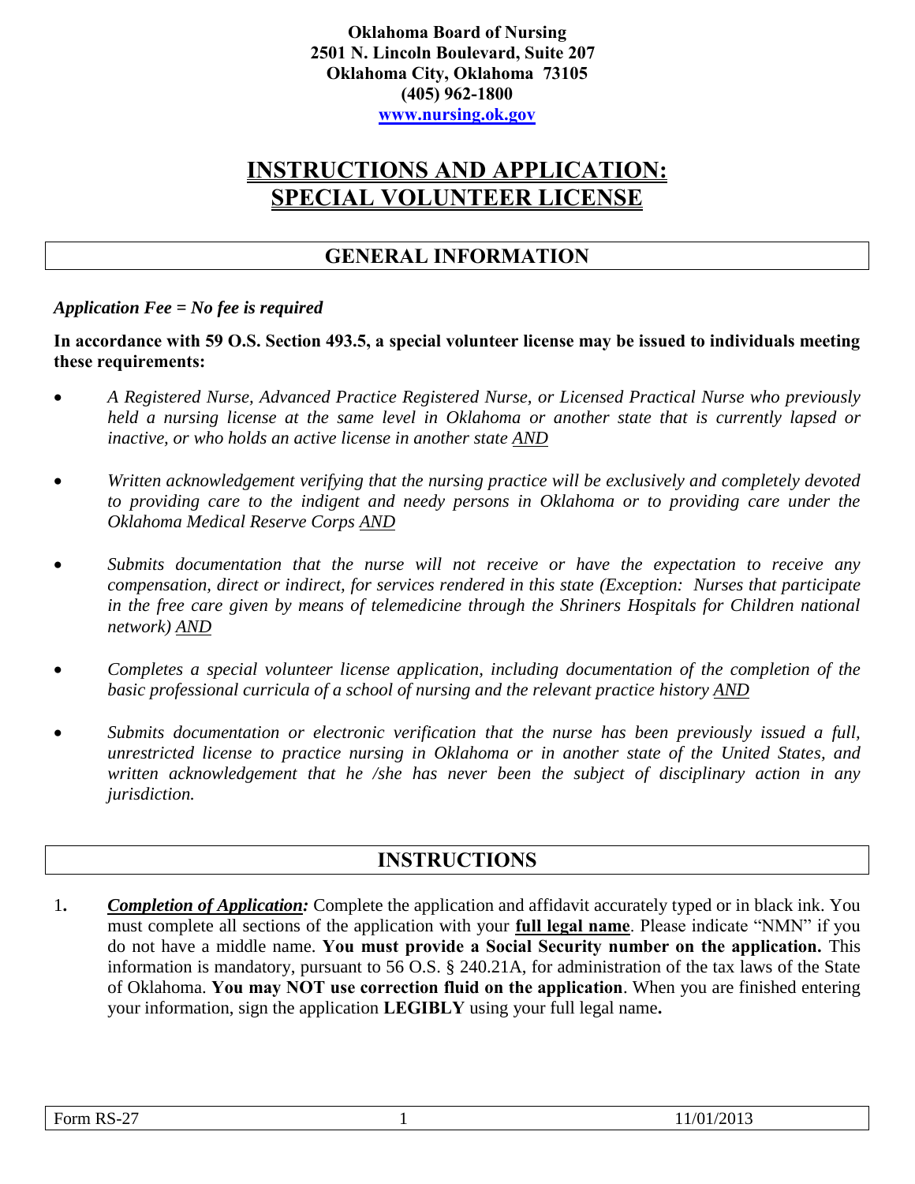**Oklahoma Board of Nursing**
**2501 N. Lincoln Boulevard, Suite 207**
**Oklahoma City, Oklahoma 73105**
**(405) 962-1800**
**[www.nursing.ok.gov](http://www.nursing.ok.gov)**

# INSTRUCTIONS AND APPLICATION: SPECIAL VOLUNTEER LICENSE

## GENERAL INFORMATION

***Application Fee = No fee is required***

**In accordance with 59 O.S. Section 493.5, a special volunteer license may be issued to individuals meeting these requirements:**

- *A Registered Nurse, Advanced Practice Registered Nurse, or Licensed Practical Nurse who previously held a nursing license at the same level in Oklahoma or another state that is currently lapsed or inactive, or who holds an active license in another state AND*
- *Written acknowledgement verifying that the nursing practice will be exclusively and completely devoted to providing care to the indigent and needy persons in Oklahoma or to providing care under the Oklahoma Medical Reserve Corps AND*
- *Submits documentation that the nurse will not receive or have the expectation to receive any compensation, direct or indirect, for services rendered in this state (Exception: Nurses that participate in the free care given by means of telemedicine through the Shriners Hospitals for Children national network) AND*
- *Completes a special volunteer license application, including documentation of the completion of the basic professional curricula of a school of nursing and the relevant practice history AND*
- *Submits documentation or electronic verification that the nurse has been previously issued a full, unrestricted license to practice nursing in Oklahoma or in another state of the United States, and written acknowledgement that he /she has never been the subject of disciplinary action in any jurisdiction.*

## INSTRUCTIONS

1. ***Completion of Application:*** Complete the application and affidavit accurately typed or in black ink. You must complete all sections of the application with your **full legal name**. Please indicate "NMN" if you do not have a middle name. **You must provide a Social Security number on the application.** This information is mandatory, pursuant to 56 O.S. § 240.21A, for administration of the tax laws of the State of Oklahoma. **You may NOT use correction fluid on the application**. When you are finished entering your information, sign the application **LEGIBLY** using your full legal name**.**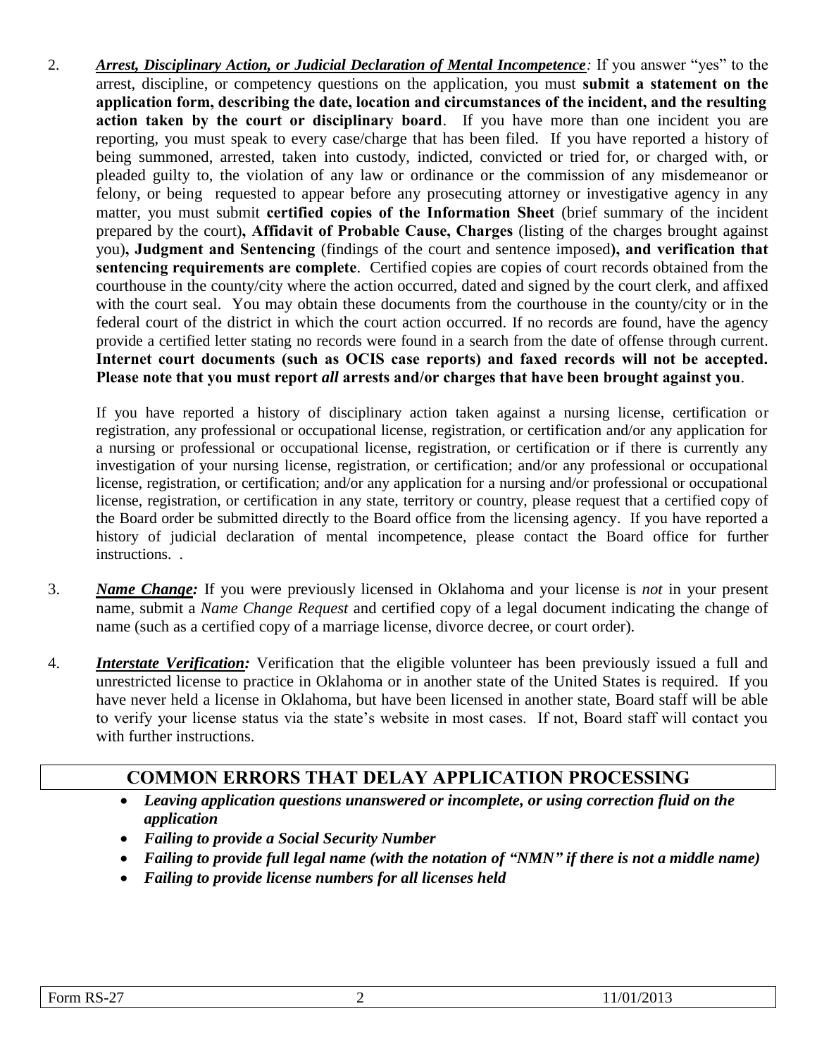2. ***Arrest, Disciplinary Action, or Judicial Declaration of Mental Incompetence**:* If you answer "yes" to the arrest, discipline, or competency questions on the application, you must **submit a statement on the application form, describing the date, location and circumstances of the incident, and the resulting action taken by the court or disciplinary board**. If you have more than one incident you are reporting, you must speak to every case/charge that has been filed. If you have reported a history of being summoned, arrested, taken into custody, indicted, convicted or tried for, or charged with, or pleaded guilty to, the violation of any law or ordinance or the commission of any misdemeanor or felony, or being requested to appear before any prosecuting attorney or investigative agency in any matter, you must submit **certified copies of the Information Sheet** (brief summary of the incident prepared by the court)**, Affidavit of Probable Cause, Charges** (listing of the charges brought against you)**, Judgment and Sentencing** (findings of the court and sentence imposed)**, and verification that sentencing requirements are complete**. Certified copies are copies of court records obtained from the courthouse in the county/city where the action occurred, dated and signed by the court clerk, and affixed with the court seal. You may obtain these documents from the courthouse in the county/city or in the federal court of the district in which the court action occurred. If no records are found, have the agency provide a certified letter stating no records were found in a search from the date of offense through current. **Internet court documents (such as OCIS case reports) and faxed records will not be accepted. Please note that you must report *all* arrests and/or charges that have been brought against you**.

   If you have reported a history of disciplinary action taken against a nursing license, certification or registration, any professional or occupational license, registration, or certification and/or any application for a nursing or professional or occupational license, registration, or certification or if there is currently any investigation of your nursing license, registration, or certification; and/or any professional or occupational license, registration, or certification; and/or any application for a nursing and/or professional or occupational license, registration, or certification in any state, territory or country, please request that a certified copy of the Board order be submitted directly to the Board office from the licensing agency. If you have reported a history of judicial declaration of mental incompetence, please contact the Board office for further instructions. .

3. ***Name Change:*** If you were previously licensed in Oklahoma and your license is *not* in your present name, submit a *Name Change Request* and certified copy of a legal document indicating the change of name (such as a certified copy of a marriage license, divorce decree, or court order).

4. ***Interstate Verification:*** Verification that the eligible volunteer has been previously issued a full and unrestricted license to practice in Oklahoma or in another state of the United States is required. If you have never held a license in Oklahoma, but have been licensed in another state, Board staff will be able to verify your license status via the state's website in most cases. If not, Board staff will contact you with further instructions.

## COMMON ERRORS THAT DELAY APPLICATION PROCESSING

- ***Leaving application questions unanswered or incomplete, or using correction fluid on the application***
- ***Failing to provide a Social Security Number***
- ***Failing to provide full legal name (with the notation of "NMN" if there is not a middle name)***
- ***Failing to provide license numbers for all licenses held***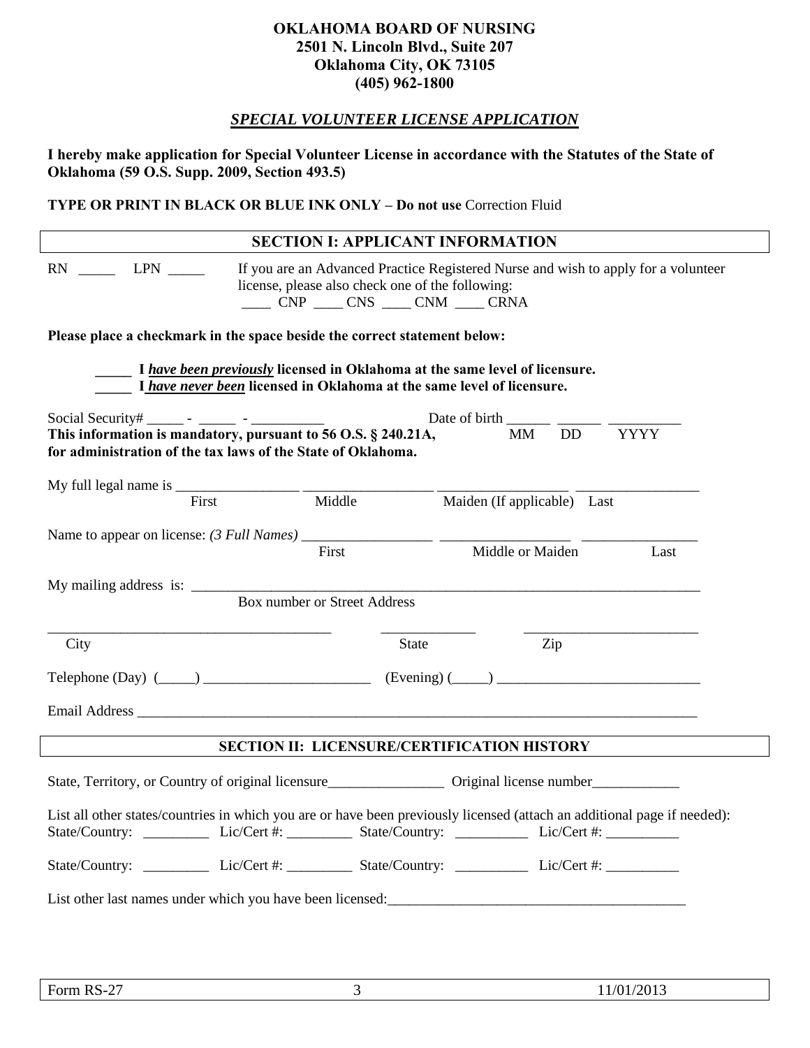**OKLAHOMA BOARD OF NURSING**
**2501 N. Lincoln Blvd., Suite 207**
**Oklahoma City, OK 73105**
**(405) 962-1800**

## ***SPECIAL VOLUNTEER LICENSE APPLICATION***

**I hereby make application for Special Volunteer License in accordance with the Statutes of the State of Oklahoma (59 O.S. Supp. 2009, Section 493.5)**

**TYPE OR PRINT IN BLACK OR BLUE INK ONLY – Do not use** Correction Fluid

### SECTION I: APPLICANT INFORMATION

RN _____ LPN _____ If you are an Advanced Practice Registered Nurse and wish to apply for a volunteer license, please also check one of the following:
____ CNP ____ CNS ____ CNM ____ CRNA

**Please place a checkmark in the space beside the correct statement below:**

**_____ I *have been previously* licensed in Oklahoma at the same level of licensure.**
**_____ I *have never been* licensed in Oklahoma at the same level of licensure.**

Social Security# _____ - _____ - __________ Date of birth ______ ______ __________
MM DD YYYY

**This information is mandatory, pursuant to 56 O.S. § 240.21A, for administration of the tax laws of the State of Oklahoma.**

My full legal name is _________________ _________________ _________________ _________________
First Middle Maiden (If applicable) Last

Name to appear on license: *(3 Full Names)* _________________ _________________ _________________
First Middle or Maiden Last

My mailing address is: ______________________________________________________________
Box number or Street Address

________________________________________ _____________ ________________________
City State Zip

Telephone (Day) (_____) _______________________ (Evening) (_____) ___________________________

Email Address ______________________________________________________________________________

### SECTION II: LICENSURE/CERTIFICATION HISTORY

State, Territory, or Country of original licensure________________ Original license number____________

List all other states/countries in which you are or have been previously licensed (attach an additional page if needed):
State/Country: _________ Lic/Cert #: _________ State/Country: __________ Lic/Cert #: __________

State/Country: _________ Lic/Cert #: _________ State/Country: __________ Lic/Cert #: __________

List other last names under which you have been licensed:_________________________________________

Form RS-27 11/01/2013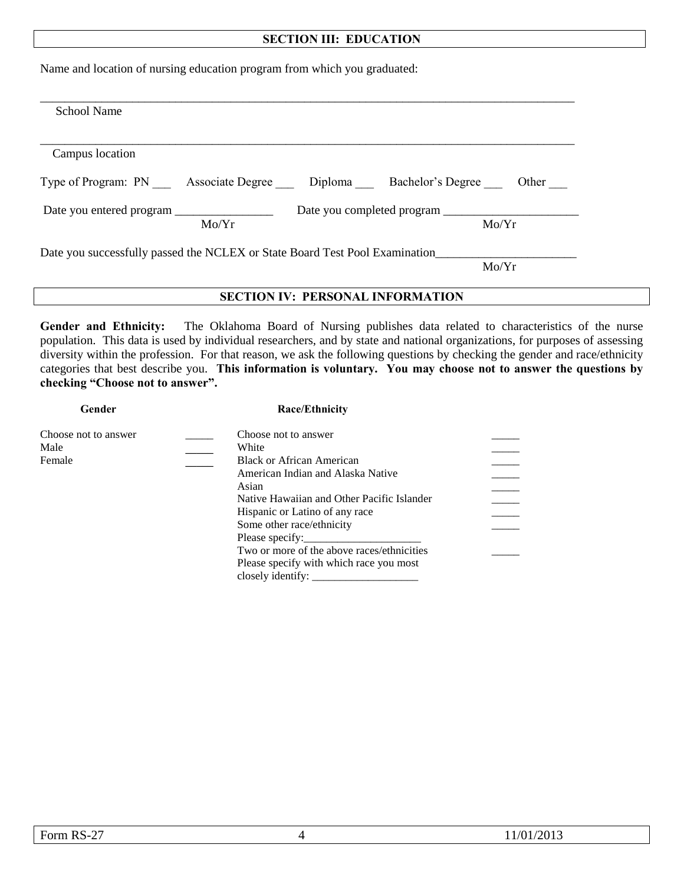## SECTION III: EDUCATION

Name and location of nursing education program from which you graduated:

_______________________________________________________________________________________

School Name

_______________________________________________________________________________________

Campus location

Type of Program: PN ___ Associate Degree ___ Diploma ___ Bachelor's Degree ___ Other ___

Date you entered program ________________ (Mo/Yr) Date you completed program ______________________ (Mo/Yr)

Date you successfully passed the NCLEX or State Board Test Pool Examination_______________________ (Mo/Yr)

## SECTION IV: PERSONAL INFORMATION

**Gender and Ethnicity:** The Oklahoma Board of Nursing publishes data related to characteristics of the nurse population. This data is used by individual researchers, and by state and national organizations, for purposes of assessing diversity within the profession. For that reason, we ask the following questions by checking the gender and race/ethnicity categories that best describe you. **This information is voluntary. You may choose not to answer the questions by checking "Choose not to answer".**

**Gender**

| | |
|---|---|
| Choose not to answer | _____ |
| Male | _____ |
| Female | _____ |

**Race/Ethnicity**

| | |
|---|---|
| Choose not to answer | _____ |
| White | _____ |
| Black or African American | _____ |
| American Indian and Alaska Native | _____ |
| Asian | _____ |
| Native Hawaiian and Other Pacific Islander | _____ |
| Hispanic or Latino of any race | _____ |
| Some other race/ethnicity<br>Please specify:_____________________ | _____ |
| Two or more of the above races/ethnicities<br>Please specify with which race you most closely identify: ___________________ | _____ |

Form RS-27 11/01/2013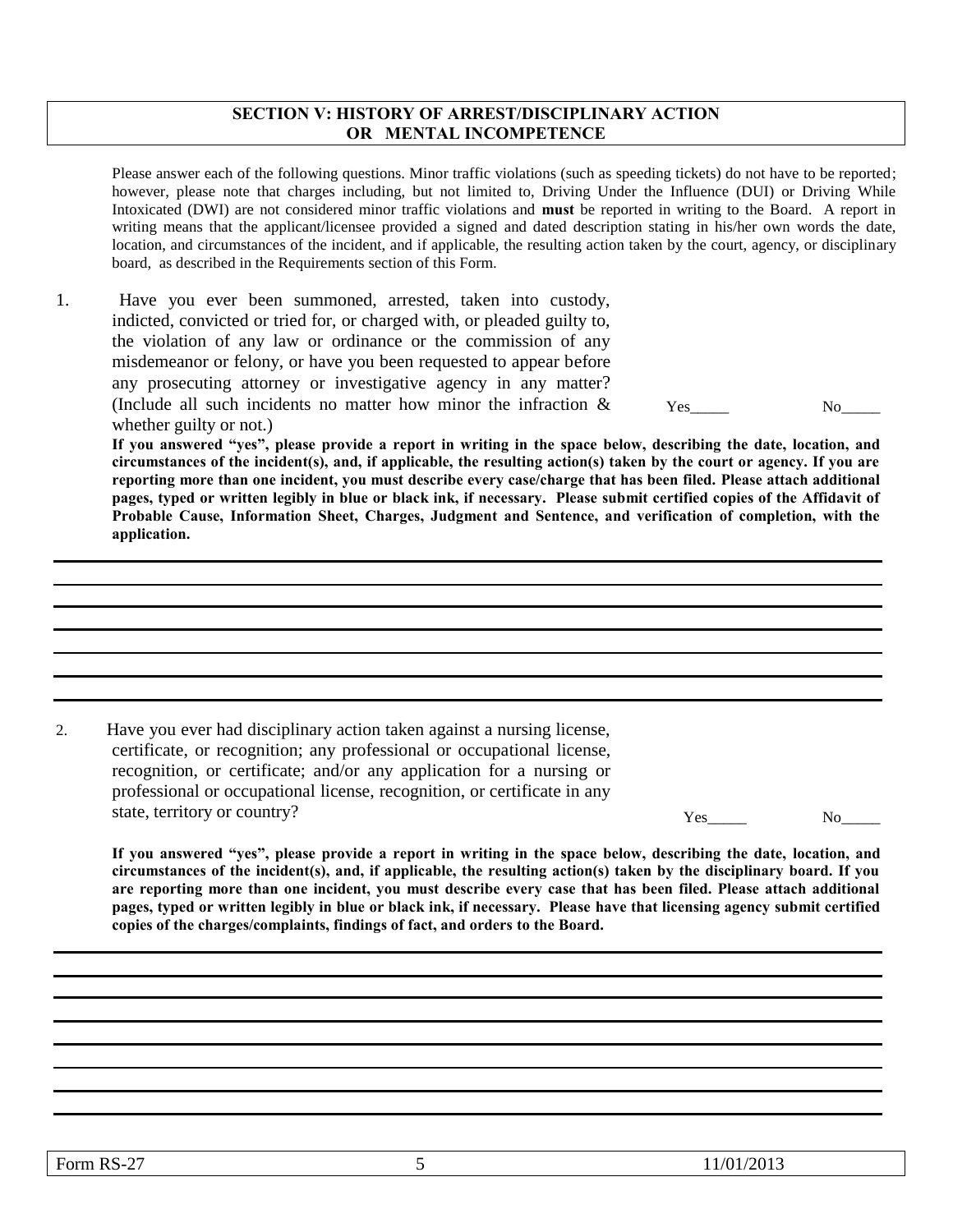## SECTION V: HISTORY OF ARREST/DISCIPLINARY ACTION OR MENTAL INCOMPETENCE

Please answer each of the following questions. Minor traffic violations (such as speeding tickets) do not have to be reported; however, please note that charges including, but not limited to, Driving Under the Influence (DUI) or Driving While Intoxicated (DWI) are not considered minor traffic violations and **must** be reported in writing to the Board. A report in writing means that the applicant/licensee provided a signed and dated description stating in his/her own words the date, location, and circumstances of the incident, and if applicable, the resulting action taken by the court, agency, or disciplinary board, as described in the Requirements section of this Form.

1. Have you ever been summoned, arrested, taken into custody, indicted, convicted or tried for, or charged with, or pleaded guilty to, the violation of any law or ordinance or the commission of any misdemeanor or felony, or have you been requested to appear before any prosecuting attorney or investigative agency in any matter? (Include all such incidents no matter how minor the infraction & whether guilty or not.) Yes_____ No_____

**If you answered "yes", please provide a report in writing in the space below, describing the date, location, and circumstances of the incident(s), and, if applicable, the resulting action(s) taken by the court or agency. If you are reporting more than one incident, you must describe every case/charge that has been filed. Please attach additional pages, typed or written legibly in blue or black ink, if necessary. Please submit certified copies of the Affidavit of Probable Cause, Information Sheet, Charges, Judgment and Sentence, and verification of completion, with the application.**

______________________________________________________________________________

______________________________________________________________________________

______________________________________________________________________________

______________________________________________________________________________

______________________________________________________________________________

______________________________________________________________________________

2. Have you ever had disciplinary action taken against a nursing license, certificate, or recognition; any professional or occupational license, recognition, or certificate; and/or any application for a nursing or professional or occupational license, recognition, or certificate in any state, territory or country? Yes_____ No_____

**If you answered "yes", please provide a report in writing in the space below, describing the date, location, and circumstances of the incident(s), and, if applicable, the resulting action(s) taken by the disciplinary board. If you are reporting more than one incident, you must describe every case that has been filed. Please attach additional pages, typed or written legibly in blue or black ink, if necessary. Please have that licensing agency submit certified copies of the charges/complaints, findings of fact, and orders to the Board.**

______________________________________________________________________________

______________________________________________________________________________

______________________________________________________________________________

______________________________________________________________________________

______________________________________________________________________________

______________________________________________________________________________

______________________________________________________________________________

______________________________________________________________________________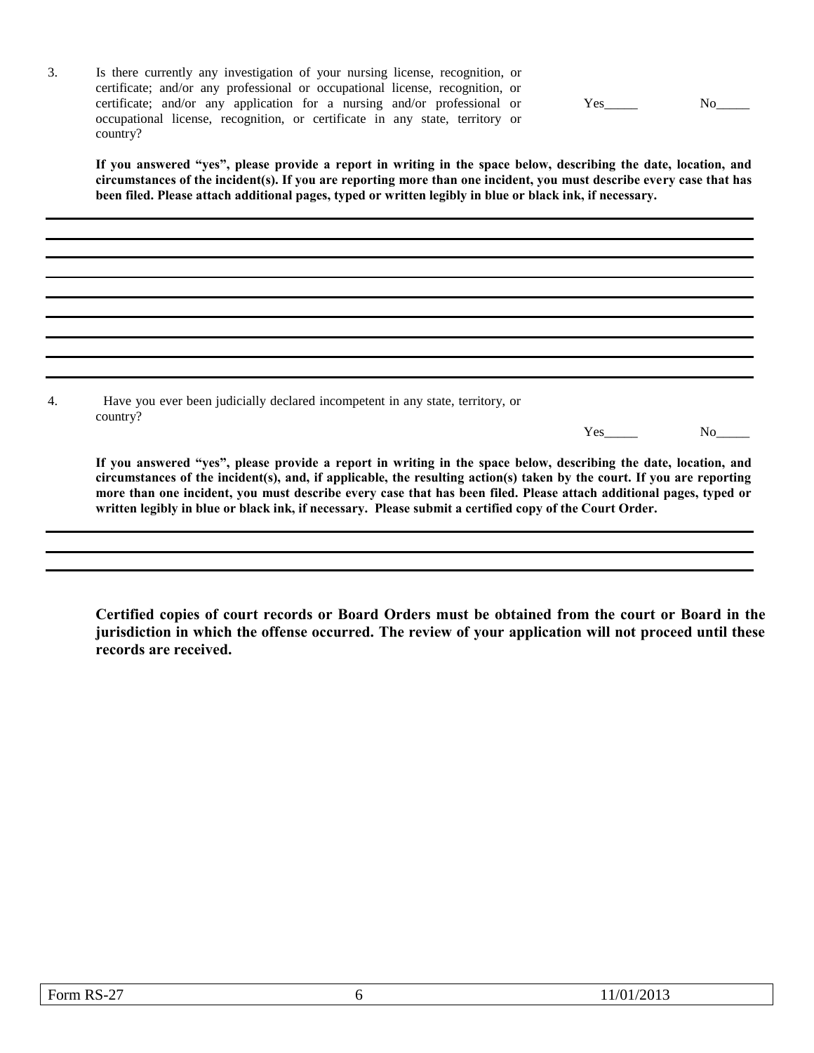3. Is there currently any investigation of your nursing license, recognition, or certificate; and/or any professional or occupational license, recognition, or certificate; and/or any application for a nursing and/or professional or occupational license, recognition, or certificate in any state, territory or country?

Yes_____ No_____

**If you answered "yes", please provide a report in writing in the space below, describing the date, location, and circumstances of the incident(s). If you are reporting more than one incident, you must describe every case that has been filed. Please attach additional pages, typed or written legibly in blue or black ink, if necessary.**

_______________________________________________________________________________

_______________________________________________________________________________

_______________________________________________________________________________

_______________________________________________________________________________

_______________________________________________________________________________

_______________________________________________________________________________

_______________________________________________________________________________

_______________________________________________________________________________

_______________________________________________________________________________

4. Have you ever been judicially declared incompetent in any state, territory, or country?

Yes_____ No_____

**If you answered "yes", please provide a report in writing in the space below, describing the date, location, and circumstances of the incident(s), and, if applicable, the resulting action(s) taken by the court. If you are reporting more than one incident, you must describe every case that has been filed. Please attach additional pages, typed or written legibly in blue or black ink, if necessary. Please submit a certified copy of the Court Order.**

_______________________________________________________________________________

_______________________________________________________________________________

_______________________________________________________________________________

**Certified copies of court records or Board Orders must be obtained from the court or Board in the jurisdiction in which the offense occurred. The review of your application will not proceed until these records are received.**

Form RS-27 11/01/2013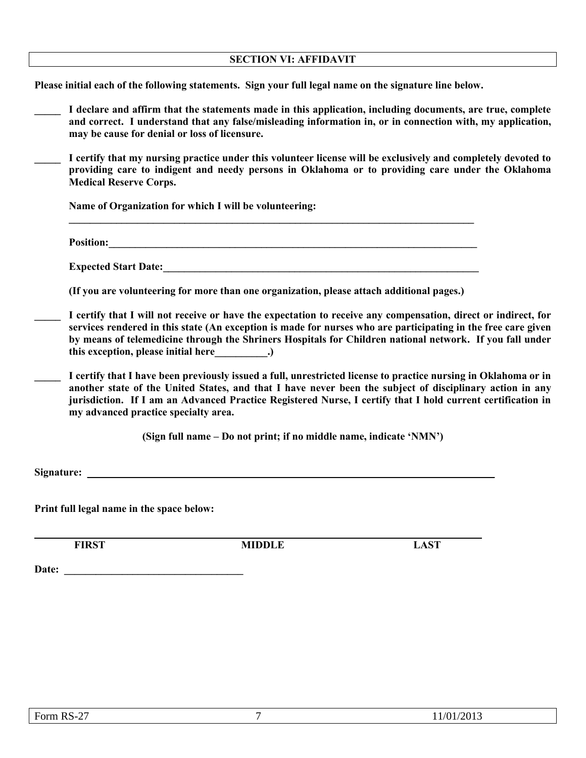## SECTION VI: AFFIDAVIT

**Please initial each of the following statements. Sign your full legal name on the signature line below.**

**_____ I declare and affirm that the statements made in this application, including documents, are true, complete and correct. I understand that any false/misleading information in, or in connection with, my application, may be cause for denial or loss of licensure.**

**_____ I certify that my nursing practice under this volunteer license will be exclusively and completely devoted to providing care to indigent and needy persons in Oklahoma or to providing care under the Oklahoma Medical Reserve Corps.**

**Name of Organization for which I will be volunteering:**

**_______________________________________________________________________________**

**Position:___________________________________________________________________________**

**Expected Start Date:_________________________________________________________________**

**(If you are volunteering for more than one organization, please attach additional pages.)**

**_____ I certify that I will not receive or have the expectation to receive any compensation, direct or indirect, for services rendered in this state (An exception is made for nurses who are participating in the free care given by means of telemedicine through the Shriners Hospitals for Children national network. If you fall under this exception, please initial here__________.)**

**_____ I certify that I have been previously issued a full, unrestricted license to practice nursing in Oklahoma or in another state of the United States, and that I have never been the subject of disciplinary action in any jurisdiction. If I am an Advanced Practice Registered Nurse, I certify that I hold current certification in my advanced practice specialty area.**

**(Sign full name – Do not print; if no middle name, indicate 'NMN')**

**Signature:** ______________________________________________________________________________

**Print full legal name in the space below:**

_____________________________________________________________________________________

**FIRST MIDDLE LAST**

**Date:** __________________________________